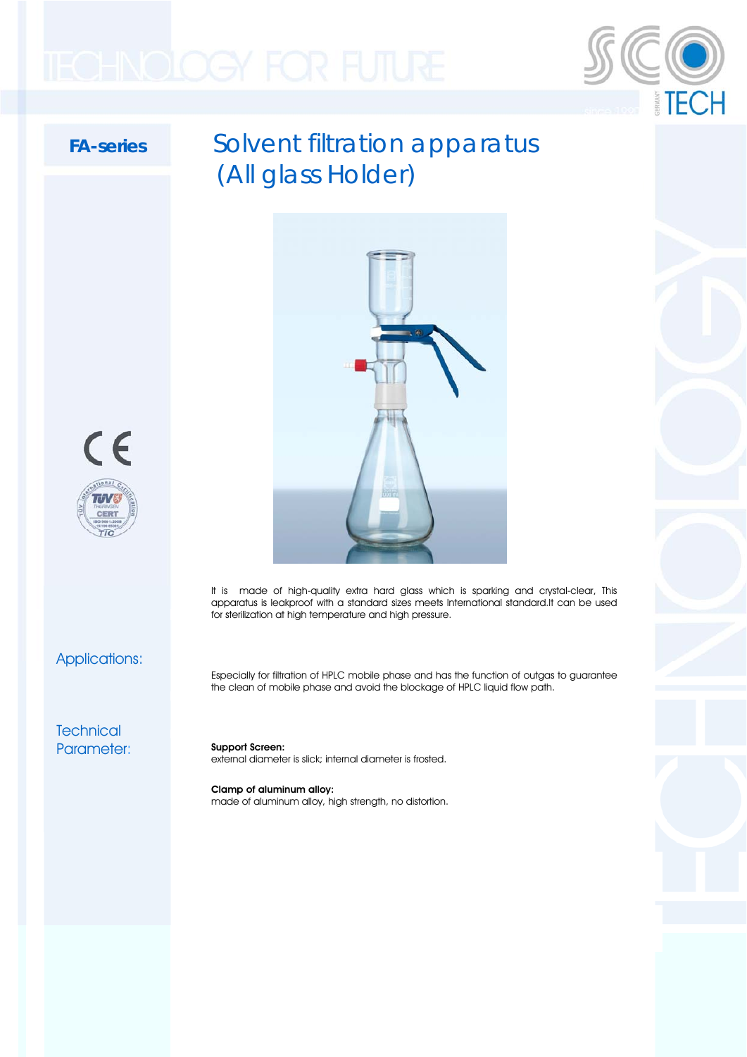**FA-series**

# Solvent filtration apparatus (All glass Holder)

It is made of high-quality extra hard glass which is sparking and crystal-clear, This apparatus is leakproof with a standard sizes meets International standard.It can be used for sterilization at high temperature and high pressure.

## Applications:

Especially for filtration of HPLC mobile phase and has the function of outgas to guarantee the clean of mobile phase and avoid the blockage of HPLC liquid flow path.

## Technical Parameter:

**Support Screen:**
external diameter is slick; internal diameter is frosted.

**Clamp of aluminum alloy:**
made of aluminum alloy, high strength, no distortion.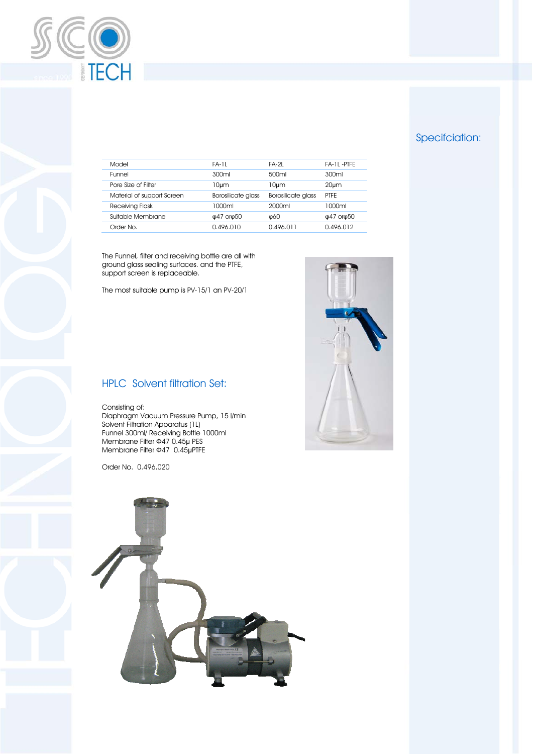## Specfciation:

| Model | FA-1L | FA-2L | FA-1L -PTFE |
|---|---|---|---|
| Funnel | 300ml | 500ml | 300ml |
| Pore Size of Filter | 10µm | 10µm | 20µm |
| Material of support Screen | Borosilicate glass | Borosilicate glass | PTFE |
| Receiving Flask | 1000ml | 2000ml | 1000ml |
| Suitable Membrane | φ47 orφ50 | φ60 | φ47 orφ50 |
| Order No. | 0.496.010 | 0.496.011 | 0.496.012 |

The Funnel, filter and receiving bottle are all with ground glass sealing surfaces. and the PTFE, support screen is replaceable.

The most suitable pump is PV-15/1 an PV-20/1

## HPLC Solvent filtration Set:

Consisting of:
Diaphragm Vacuum Pressure Pump, 15 l/min
Solvent Filtration Apparatus (1L)
Funnel 300ml/ Receiving Bottle 1000ml
Membrane Filter Φ47 0.45µ PES
Membrane Filter Φ47 0.45µPTFE

Order No. 0.496.020